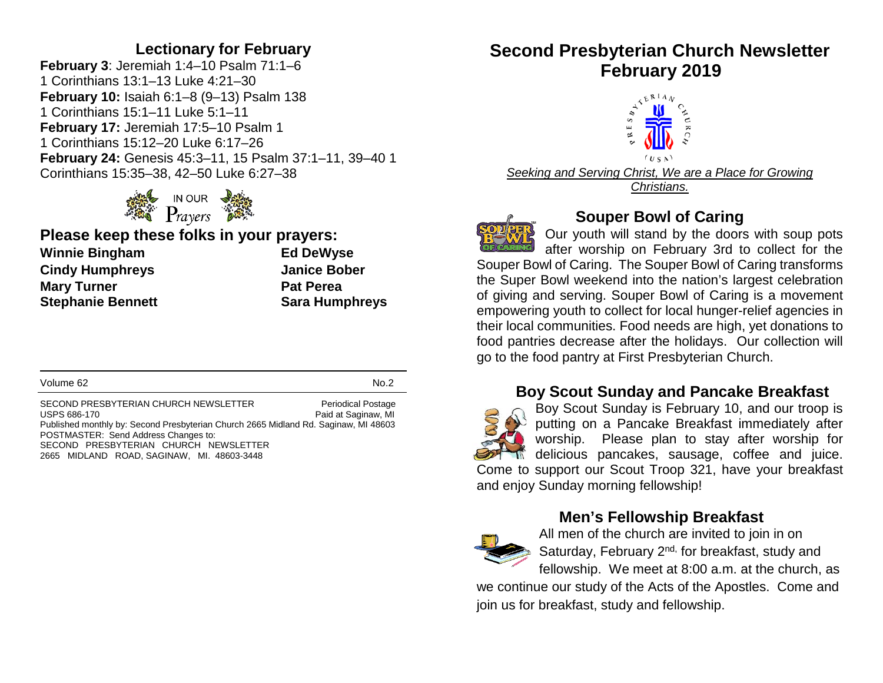## Lectionary for February

**February 3**: Jeremiah 1:4–10 Psalm 71:1–6
1 Corinthians 13:1–13 Luke 4:21–30
**February 10:** Isaiah 6:1–8 (9–13) Psalm 138
1 Corinthians 15:1–11 Luke 5:1–11
**February 17:** Jeremiah 17:5–10 Psalm 1
1 Corinthians 15:12–20 Luke 6:17–26
**February 24:** Genesis 45:3–11, 15 Psalm 37:1–11, 39–40 1 Corinthians 15:35–38, 42–50 Luke 6:27–38

IN OUR Prayers

## Please keep these folks in your prayers:

| | |
|---|---|
| **Winnie Bingham** | **Ed DeWyse** |
| **Cindy Humphreys** | **Janice Bober** |
| **Mary Turner** | **Pat Perea** |
| **Stephanie Bennett** | **Sara Humphreys** |

Volume 62 No.2

SECOND PRESBYTERIAN CHURCH NEWSLETTER Periodical Postage
USPS 686-170 Paid at Saginaw, MI
Published monthly by: Second Presbyterian Church 2665 Midland Rd. Saginaw, MI 48603
POSTMASTER: Send Address Changes to:
SECOND PRESBYTERIAN CHURCH NEWSLETTER
2665 MIDLAND ROAD, SAGINAW, MI. 48603-3448

# Second Presbyterian Church Newsletter February 2019

PRESBYTERIAN CHURCH (USA)

*Seeking and Serving Christ, We are a Place for Growing Christians.*

## Souper Bowl of Caring

Our youth will stand by the doors with soup pots after worship on February 3rd to collect for the Souper Bowl of Caring. The Souper Bowl of Caring transforms the Super Bowl weekend into the nation's largest celebration of giving and serving. Souper Bowl of Caring is a movement empowering youth to collect for local hunger-relief agencies in their local communities. Food needs are high, yet donations to food pantries decrease after the holidays. Our collection will go to the food pantry at First Presbyterian Church.

## Boy Scout Sunday and Pancake Breakfast

Boy Scout Sunday is February 10, and our troop is putting on a Pancake Breakfast immediately after worship. Please plan to stay after worship for delicious pancakes, sausage, coffee and juice. Come to support our Scout Troop 321, have your breakfast and enjoy Sunday morning fellowship!

## Men's Fellowship Breakfast

All men of the church are invited to join in on Saturday, February 2nd, for breakfast, study and fellowship. We meet at 8:00 a.m. at the church, as we continue our study of the Acts of the Apostles. Come and join us for breakfast, study and fellowship.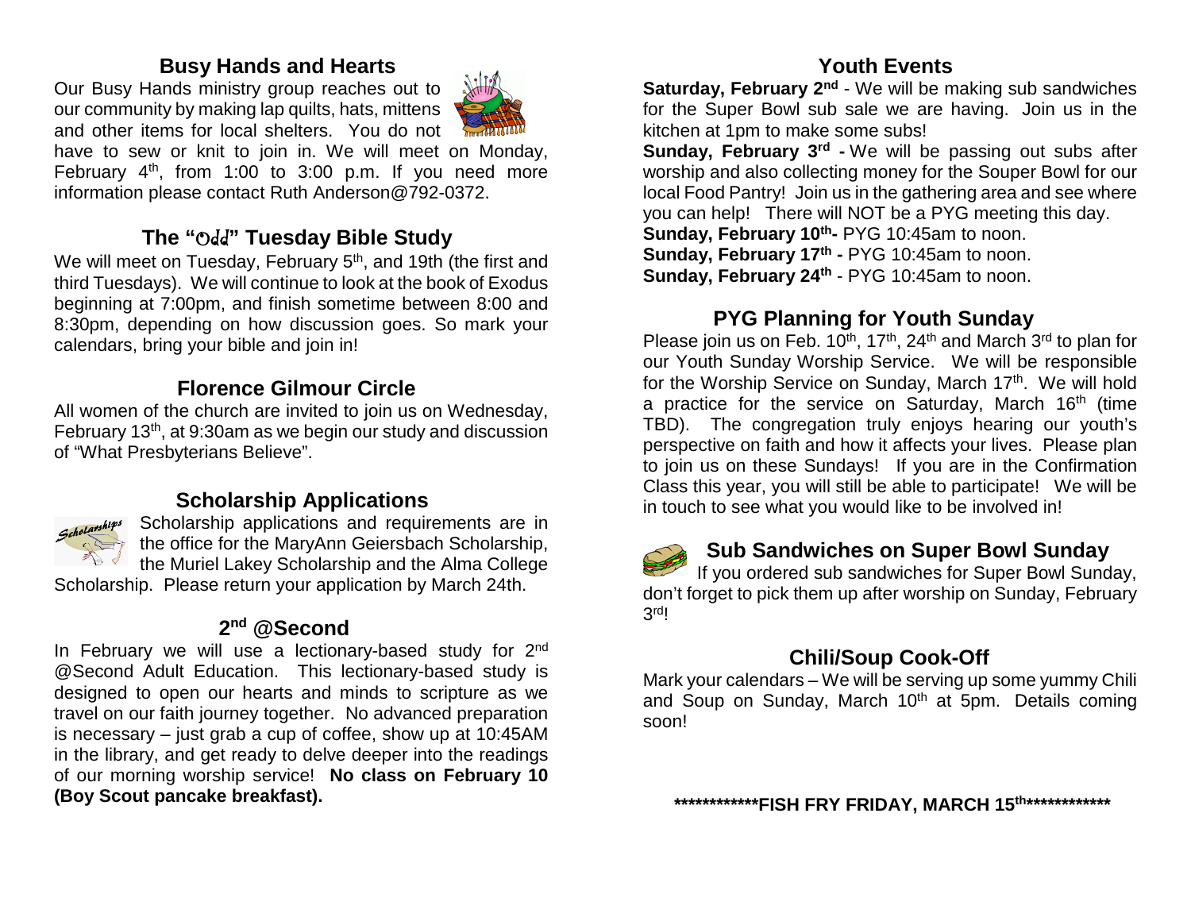## Busy Hands and Hearts

Our Busy Hands ministry group reaches out to our community by making lap quilts, hats, mittens and other items for local shelters. You do not have to sew or knit to join in. We will meet on Monday, February 4th, from 1:00 to 3:00 p.m. If you need more information please contact Ruth Anderson@792-0372.

## The "Odd" Tuesday Bible Study

We will meet on Tuesday, February 5th, and 19th (the first and third Tuesdays). We will continue to look at the book of Exodus beginning at 7:00pm, and finish sometime between 8:00 and 8:30pm, depending on how discussion goes. So mark your calendars, bring your bible and join in!

## Florence Gilmour Circle

All women of the church are invited to join us on Wednesday, February 13th, at 9:30am as we begin our study and discussion of "What Presbyterians Believe".

## Scholarship Applications

Scholarship applications and requirements are in the office for the MaryAnn Geiersbach Scholarship, the Muriel Lakey Scholarship and the Alma College Scholarship. Please return your application by March 24th.

## 2nd @Second

In February we will use a lectionary-based study for 2nd @Second Adult Education. This lectionary-based study is designed to open our hearts and minds to scripture as we travel on our faith journey together. No advanced preparation is necessary – just grab a cup of coffee, show up at 10:45AM in the library, and get ready to delve deeper into the readings of our morning worship service! **No class on February 10 (Boy Scout pancake breakfast).**

## Youth Events

**Saturday, February 2nd** - We will be making sub sandwiches for the Super Bowl sub sale we are having. Join us in the kitchen at 1pm to make some subs!

**Sunday, February 3rd -** We will be passing out subs after worship and also collecting money for the Souper Bowl for our local Food Pantry! Join us in the gathering area and see where you can help! There will NOT be a PYG meeting this day.

**Sunday, February 10th-** PYG 10:45am to noon.

**Sunday, February 17th -** PYG 10:45am to noon.

**Sunday, February 24th** - PYG 10:45am to noon.

## PYG Planning for Youth Sunday

Please join us on Feb. 10th, 17th, 24th and March 3rd to plan for our Youth Sunday Worship Service. We will be responsible for the Worship Service on Sunday, March 17th. We will hold a practice for the service on Saturday, March 16th (time TBD). The congregation truly enjoys hearing our youth's perspective on faith and how it affects your lives. Please plan to join us on these Sundays! If you are in the Confirmation Class this year, you will still be able to participate! We will be in touch to see what you would like to be involved in!

## Sub Sandwiches on Super Bowl Sunday

If you ordered sub sandwiches for Super Bowl Sunday, don't forget to pick them up after worship on Sunday, February 3rd!

## Chili/Soup Cook-Off

Mark your calendars – We will be serving up some yummy Chili and Soup on Sunday, March 10th at 5pm. Details coming soon!

**************FISH FRY FRIDAY, MARCH 15th**************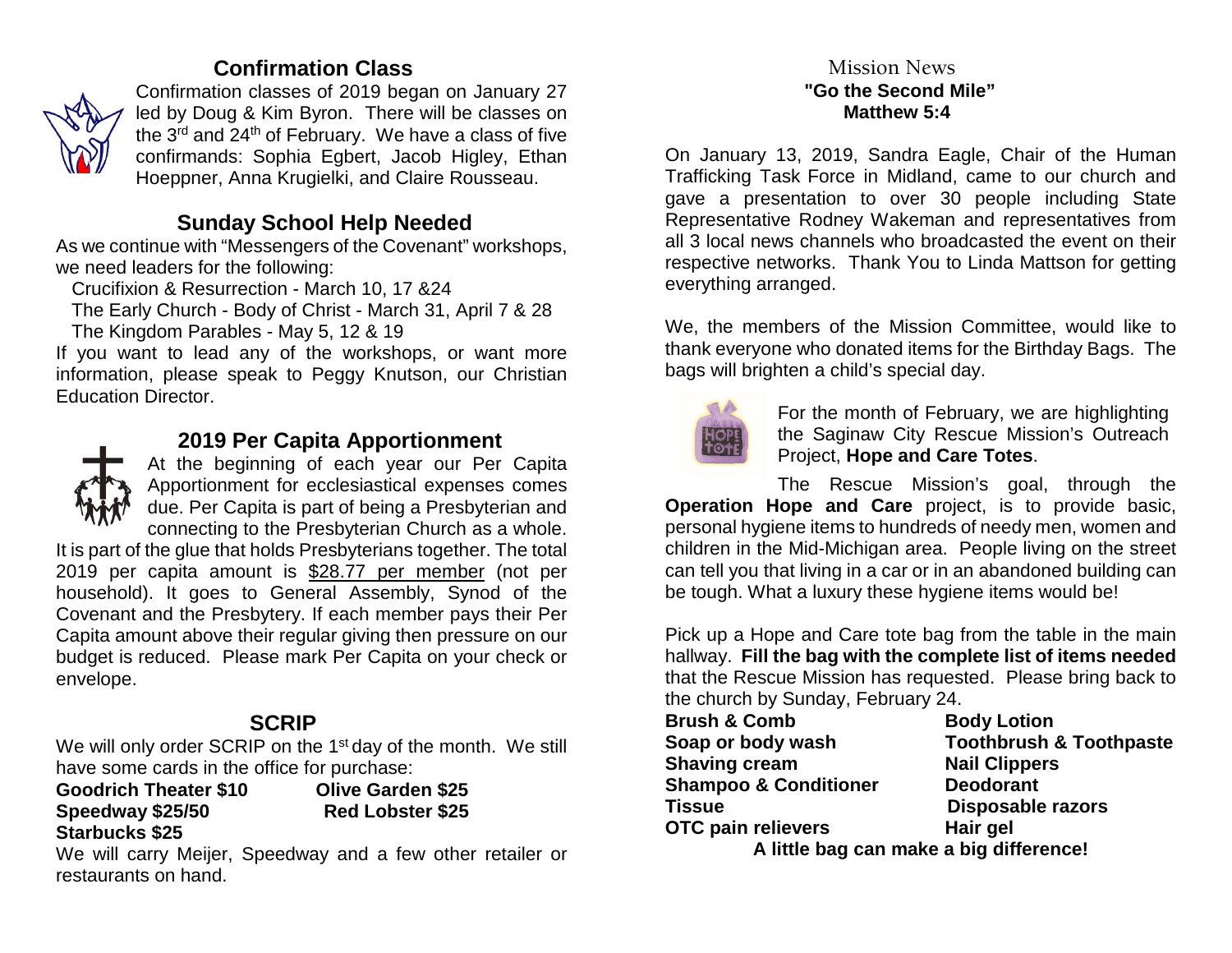## Confirmation Class

Confirmation classes of 2019 began on January 27 led by Doug & Kim Byron. There will be classes on the 3rd and 24th of February. We have a class of five confirmands: Sophia Egbert, Jacob Higley, Ethan Hoeppner, Anna Krugielki, and Claire Rousseau.

## Sunday School Help Needed

As we continue with "Messengers of the Covenant" workshops, we need leaders for the following:

Crucifixion & Resurrection - March 10, 17 &24
The Early Church - Body of Christ - March 31, April 7 & 28
The Kingdom Parables - May 5, 12 & 19

If you want to lead any of the workshops, or want more information, please speak to Peggy Knutson, our Christian Education Director.

## 2019 Per Capita Apportionment

At the beginning of each year our Per Capita Apportionment for ecclesiastical expenses comes due. Per Capita is part of being a Presbyterian and connecting to the Presbyterian Church as a whole. It is part of the glue that holds Presbyterians together. The total 2019 per capita amount is $28.77 per member (not per household). It goes to General Assembly, Synod of the Covenant and the Presbytery. If each member pays their Per Capita amount above their regular giving then pressure on our budget is reduced. Please mark Per Capita on your check or envelope.

## SCRIP

We will only order SCRIP on the 1st day of the month. We still have some cards in the office for purchase:

**Goodrich Theater $10** | **Olive Garden $25**
**Speedway $25/50** | **Red Lobster $25**
**Starbucks $25**

We will carry Meijer, Speedway and a few other retailer or restaurants on hand.

## Mission News

**"Go the Second Mile"**
**Matthew 5:4**

On January 13, 2019, Sandra Eagle, Chair of the Human Trafficking Task Force in Midland, came to our church and gave a presentation to over 30 people including State Representative Rodney Wakeman and representatives from all 3 local news channels who broadcasted the event on their respective networks. Thank You to Linda Mattson for getting everything arranged.

We, the members of the Mission Committee, would like to thank everyone who donated items for the Birthday Bags. The bags will brighten a child's special day.

For the month of February, we are highlighting the Saginaw City Rescue Mission's Outreach Project, **Hope and Care Totes**.

The Rescue Mission's goal, through the **Operation Hope and Care** project, is to provide basic, personal hygiene items to hundreds of needy men, women and children in the Mid-Michigan area. People living on the street can tell you that living in a car or in an abandoned building can be tough. What a luxury these hygiene items would be!

Pick up a Hope and Care tote bag from the table in the main hallway. **Fill the bag with the complete list of items needed** that the Rescue Mission has requested. Please bring back to the church by Sunday, February 24.

**Brush & Comb** | **Body Lotion**
**Soap or body wash** | **Toothbrush & Toothpaste**
**Shaving cream** | **Nail Clippers**
**Shampoo & Conditioner** | **Deodorant**
**Tissue** | **Disposable razors**
**OTC pain relievers** | **Hair gel**

**A little bag can make a big difference!**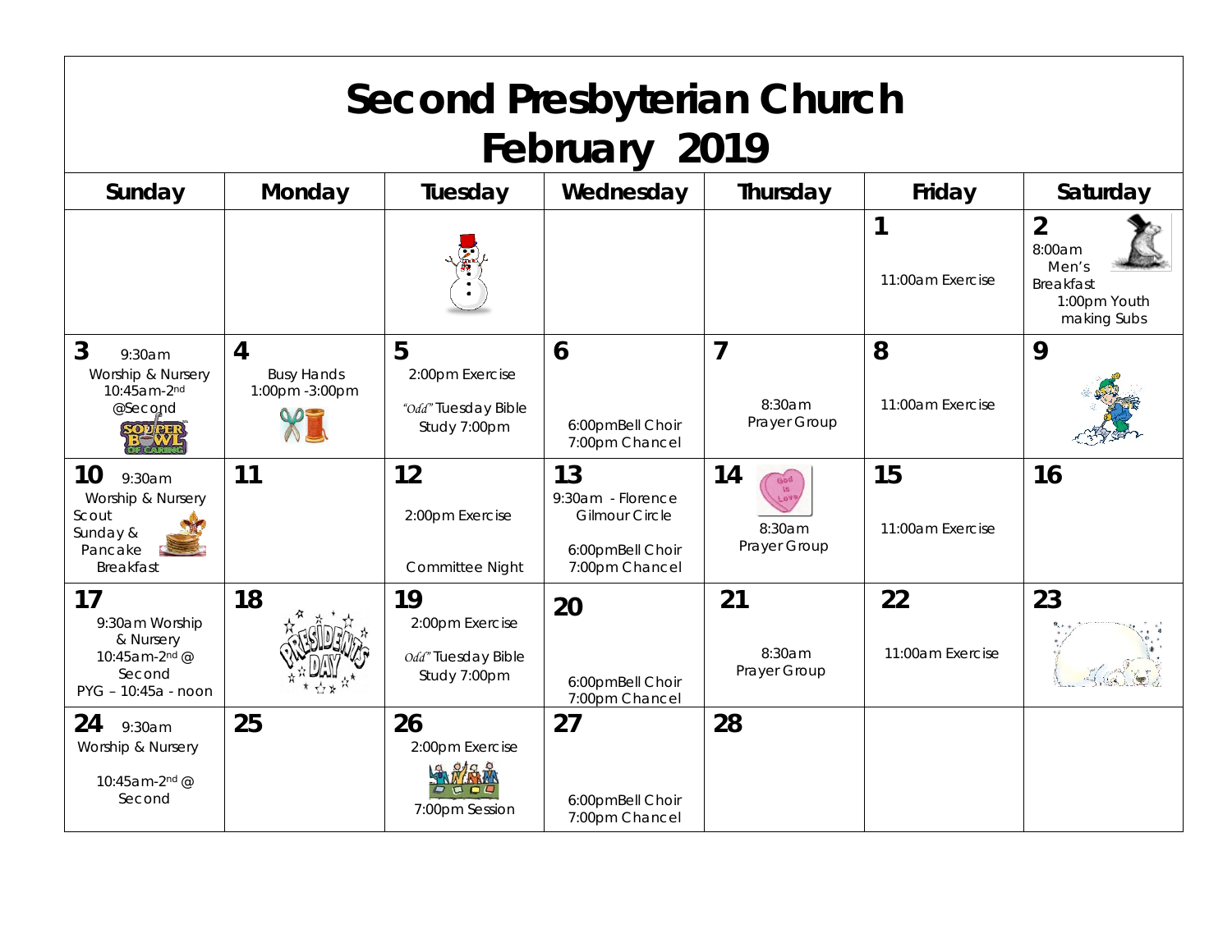# Second Presbyterian Church
# February 2019

| Sunday | Monday | Tuesday | Wednesday | Thursday | Friday | Saturday |
|---|---|---|---|---|---|---|
| | | | | | 1<br>11:00am Exercise | 2<br>8:00am Men's Breakfast<br>1:00pm Youth making Subs |
| 3 9:30am Worship & Nursery<br>10:45am-2nd @Second | 4<br>Busy Hands<br>1:00pm -3:00pm | 5<br>2:00pm Exercise<br>"Odd" Tuesday Bible Study 7:00pm | 6<br>6:00pmBell Choir<br>7:00pm Chancel | 7<br>8:30am Prayer Group | 8<br>11:00am Exercise | 9 |
| 10 9:30am Worship & Nursery<br>Scout Sunday & Pancake Breakfast | 11 | 12<br>2:00pm Exercise<br>Committee Night | 13<br>9:30am - Florence Gilmour Circle<br>6:00pmBell Choir<br>7:00pm Chancel | 14<br>8:30am Prayer Group | 15<br>11:00am Exercise | 16 |
| 17<br>9:30am Worship & Nursery<br>10:45am-2nd @ Second<br>PYG – 10:45a - noon | 18 | 19<br>2:00pm Exercise<br>Odd" Tuesday Bible Study 7:00pm | 20<br>6:00pmBell Choir<br>7:00pm Chancel | 21<br>8:30am Prayer Group | 22<br>11:00am Exercise | 23 |
| 24 9:30am Worship & Nursery<br>10:45am-2nd @ Second | 25 | 26<br>2:00pm Exercise<br>7:00pm Session | 27<br>6:00pmBell Choir<br>7:00pm Chancel | 28 | | |